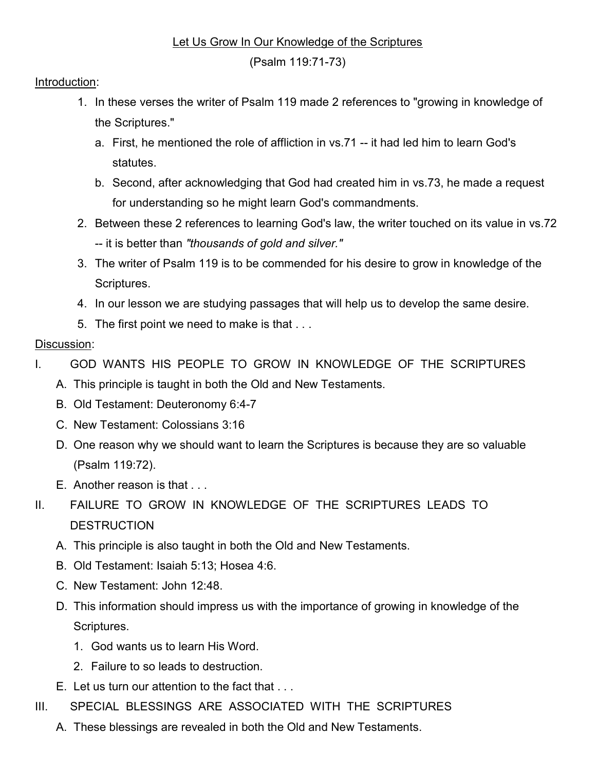# Let Us Grow In Our Knowledge of the Scriptures

(Psalm 119:71-73)

Introduction:

1. In these verses the writer of Psalm 119 made 2 references to "growing in knowledge of the Scriptures."
   a. First, he mentioned the role of affliction in vs.71 -- it had led him to learn God's statutes.
   b. Second, after acknowledging that God had created him in vs.73, he made a request for understanding so he might learn God's commandments.
2. Between these 2 references to learning God's law, the writer touched on its value in vs.72 -- it is better than *"thousands of gold and silver."*
3. The writer of Psalm 119 is to be commended for his desire to grow in knowledge of the Scriptures.
4. In our lesson we are studying passages that will help us to develop the same desire.
5. The first point we need to make is that . . .

Discussion:

I. GOD WANTS HIS PEOPLE TO GROW IN KNOWLEDGE OF THE SCRIPTURES
   A. This principle is taught in both the Old and New Testaments.
   B. Old Testament: Deuteronomy 6:4-7
   C. New Testament: Colossians 3:16
   D. One reason why we should want to learn the Scriptures is because they are so valuable (Psalm 119:72).
   E. Another reason is that . . .

II. FAILURE TO GROW IN KNOWLEDGE OF THE SCRIPTURES LEADS TO DESTRUCTION
   A. This principle is also taught in both the Old and New Testaments.
   B. Old Testament: Isaiah 5:13; Hosea 4:6.
   C. New Testament: John 12:48.
   D. This information should impress us with the importance of growing in knowledge of the Scriptures.
      1. God wants us to learn His Word.
      2. Failure to so leads to destruction.
   E. Let us turn our attention to the fact that . . .

III. SPECIAL BLESSINGS ARE ASSOCIATED WITH THE SCRIPTURES
   A. These blessings are revealed in both the Old and New Testaments.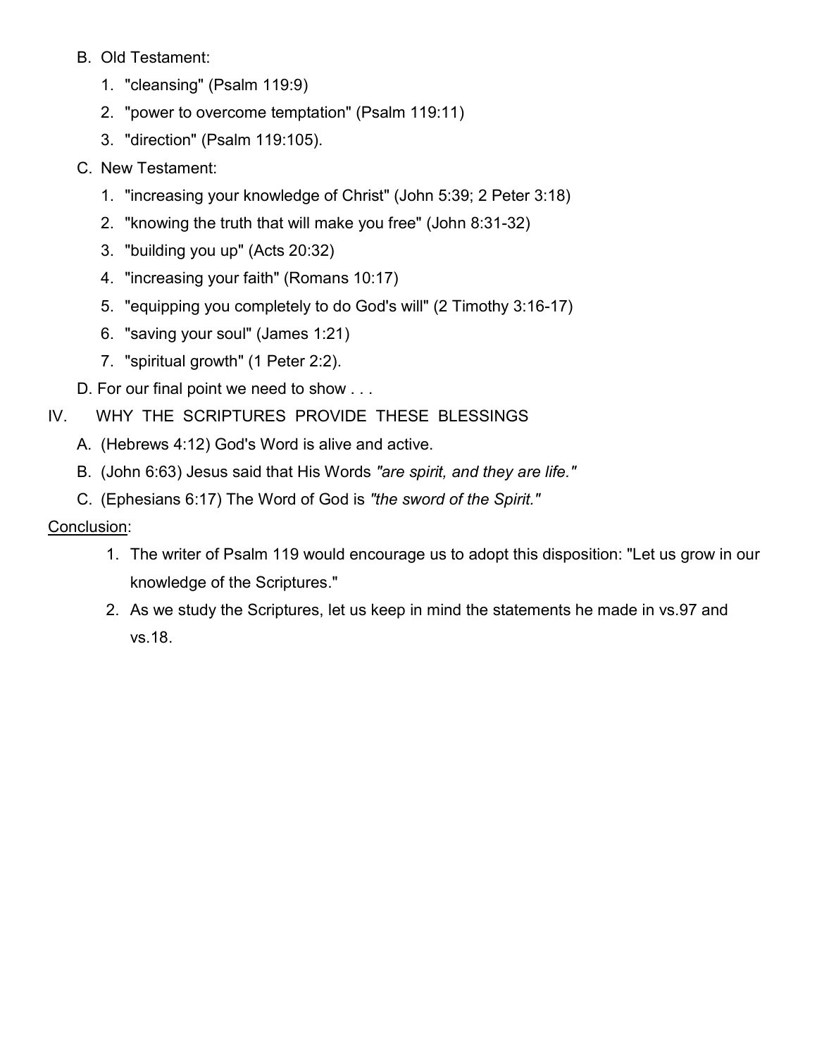B. Old Testament:

1. "cleansing" (Psalm 119:9)
2. "power to overcome temptation" (Psalm 119:11)
3. "direction" (Psalm 119:105).

C. New Testament:

1. "increasing your knowledge of Christ" (John 5:39; 2 Peter 3:18)
2. "knowing the truth that will make you free" (John 8:31-32)
3. "building you up" (Acts 20:32)
4. "increasing your faith" (Romans 10:17)
5. "equipping you completely to do God's will" (2 Timothy 3:16-17)
6. "saving your soul" (James 1:21)
7. "spiritual growth" (1 Peter 2:2).

D. For our final point we need to show . . .

IV. WHY THE SCRIPTURES PROVIDE THESE BLESSINGS

A. (Hebrews 4:12) God's Word is alive and active.

B. (John 6:63) Jesus said that His Words *"are spirit, and they are life."*

C. (Ephesians 6:17) The Word of God is *"the sword of the Spirit."*

<u>Conclusion</u>:

1. The writer of Psalm 119 would encourage us to adopt this disposition: "Let us grow in our knowledge of the Scriptures."
2. As we study the Scriptures, let us keep in mind the statements he made in vs.97 and vs.18.